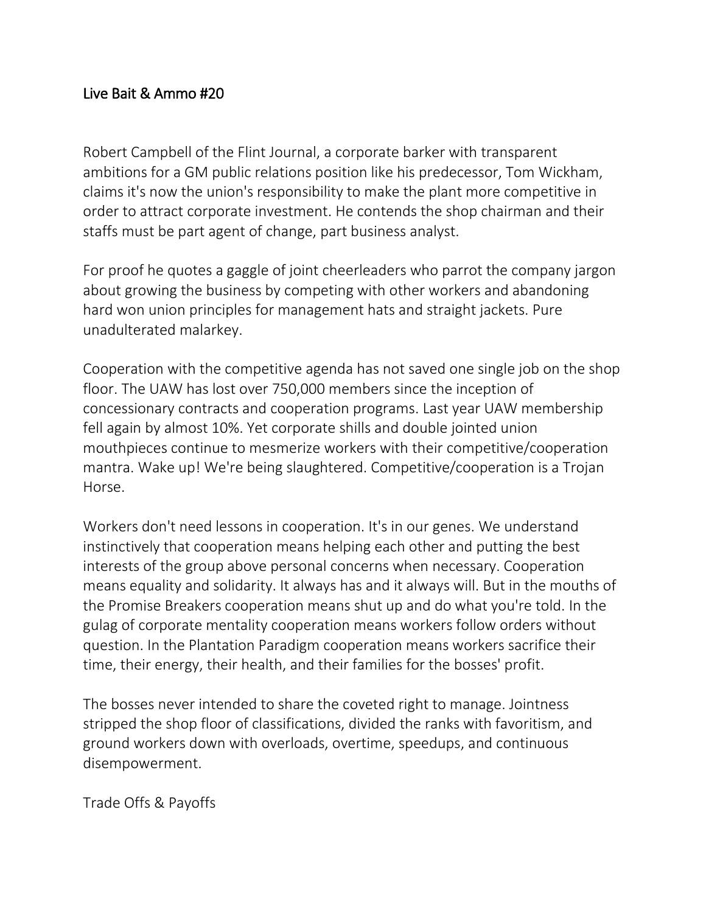# Live Bait & Ammo #20

Robert Campbell of the Flint Journal, a corporate barker with transparent ambitions for a GM public relations position like his predecessor, Tom Wickham, claims it's now the union's responsibility to make the plant more competitive in order to attract corporate investment. He contends the shop chairman and their staffs must be part agent of change, part business analyst.

For proof he quotes a gaggle of joint cheerleaders who parrot the company jargon about growing the business by competing with other workers and abandoning hard won union principles for management hats and straight jackets. Pure unadulterated malarkey.

Cooperation with the competitive agenda has not saved one single job on the shop floor. The UAW has lost over 750,000 members since the inception of concessionary contracts and cooperation programs. Last year UAW membership fell again by almost 10%. Yet corporate shills and double jointed union mouthpieces continue to mesmerize workers with their competitive/cooperation mantra. Wake up! We're being slaughtered. Competitive/cooperation is a Trojan Horse.

Workers don't need lessons in cooperation. It's in our genes. We understand instinctively that cooperation means helping each other and putting the best interests of the group above personal concerns when necessary. Cooperation means equality and solidarity. It always has and it always will. But in the mouths of the Promise Breakers cooperation means shut up and do what you're told. In the gulag of corporate mentality cooperation means workers follow orders without question. In the Plantation Paradigm cooperation means workers sacrifice their time, their energy, their health, and their families for the bosses' profit.

The bosses never intended to share the coveted right to manage. Jointness stripped the shop floor of classifications, divided the ranks with favoritism, and ground workers down with overloads, overtime, speedups, and continuous disempowerment.

## Trade Offs & Payoffs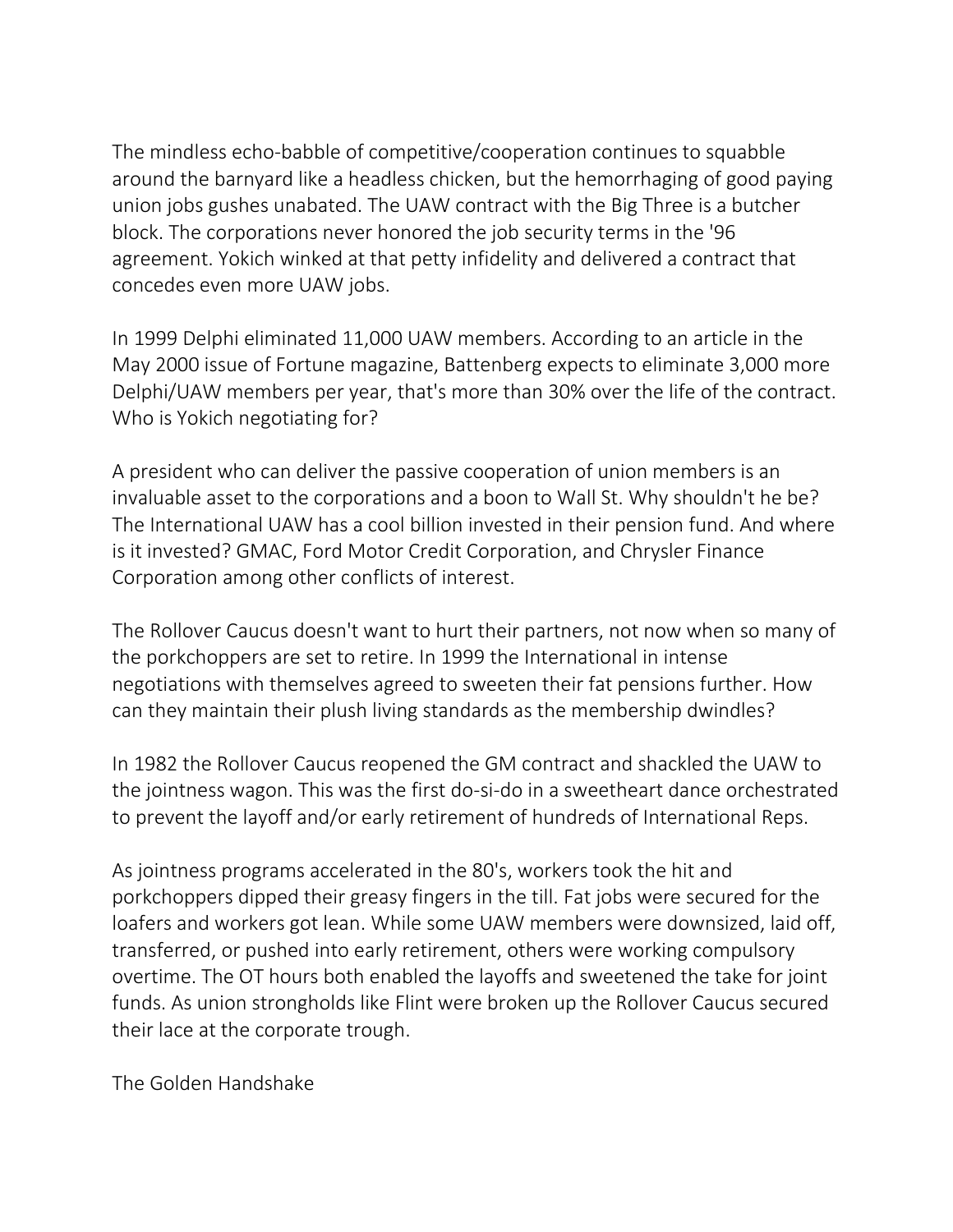The mindless echo-babble of competitive/cooperation continues to squabble around the barnyard like a headless chicken, but the hemorrhaging of good paying union jobs gushes unabated. The UAW contract with the Big Three is a butcher block. The corporations never honored the job security terms in the '96 agreement. Yokich winked at that petty infidelity and delivered a contract that concedes even more UAW jobs.

In 1999 Delphi eliminated 11,000 UAW members. According to an article in the May 2000 issue of Fortune magazine, Battenberg expects to eliminate 3,000 more Delphi/UAW members per year, that's more than 30% over the life of the contract. Who is Yokich negotiating for?

A president who can deliver the passive cooperation of union members is an invaluable asset to the corporations and a boon to Wall St. Why shouldn't he be? The International UAW has a cool billion invested in their pension fund. And where is it invested? GMAC, Ford Motor Credit Corporation, and Chrysler Finance Corporation among other conflicts of interest.

The Rollover Caucus doesn't want to hurt their partners, not now when so many of the porkchoppers are set to retire. In 1999 the International in intense negotiations with themselves agreed to sweeten their fat pensions further. How can they maintain their plush living standards as the membership dwindles?

In 1982 the Rollover Caucus reopened the GM contract and shackled the UAW to the jointness wagon. This was the first do-si-do in a sweetheart dance orchestrated to prevent the layoff and/or early retirement of hundreds of International Reps.

As jointness programs accelerated in the 80's, workers took the hit and porkchoppers dipped their greasy fingers in the till. Fat jobs were secured for the loafers and workers got lean. While some UAW members were downsized, laid off, transferred, or pushed into early retirement, others were working compulsory overtime. The OT hours both enabled the layoffs and sweetened the take for joint funds. As union strongholds like Flint were broken up the Rollover Caucus secured their lace at the corporate trough.

## The Golden Handshake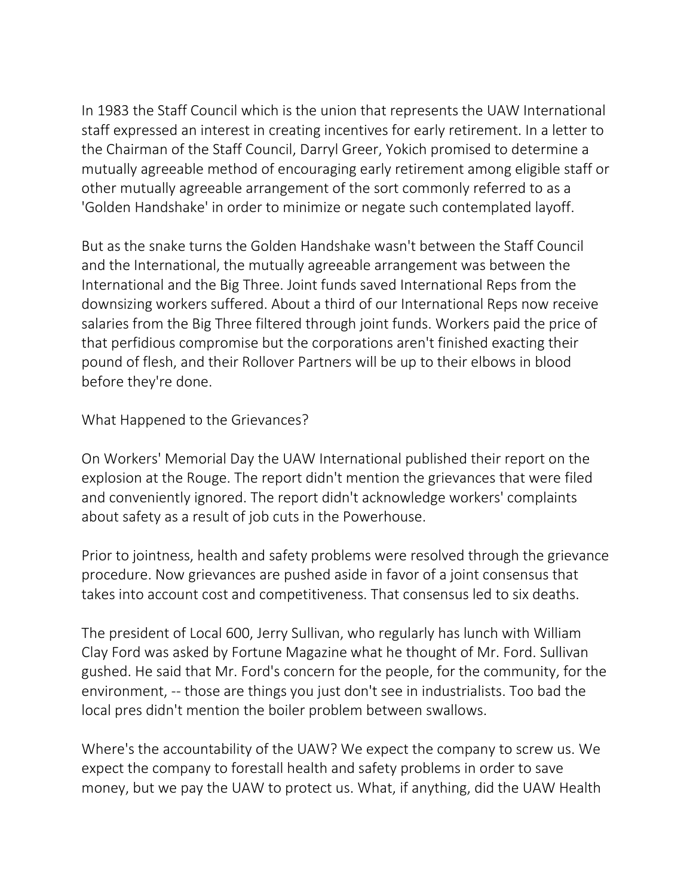In 1983 the Staff Council which is the union that represents the UAW International staff expressed an interest in creating incentives for early retirement. In a letter to the Chairman of the Staff Council, Darryl Greer, Yokich promised to determine a mutually agreeable method of encouraging early retirement among eligible staff or other mutually agreeable arrangement of the sort commonly referred to as a 'Golden Handshake' in order to minimize or negate such contemplated layoff.

But as the snake turns the Golden Handshake wasn't between the Staff Council and the International, the mutually agreeable arrangement was between the International and the Big Three. Joint funds saved International Reps from the downsizing workers suffered. About a third of our International Reps now receive salaries from the Big Three filtered through joint funds. Workers paid the price of that perfidious compromise but the corporations aren't finished exacting their pound of flesh, and their Rollover Partners will be up to their elbows in blood before they're done.

## What Happened to the Grievances?

On Workers' Memorial Day the UAW International published their report on the explosion at the Rouge. The report didn't mention the grievances that were filed and conveniently ignored. The report didn't acknowledge workers' complaints about safety as a result of job cuts in the Powerhouse.

Prior to jointness, health and safety problems were resolved through the grievance procedure. Now grievances are pushed aside in favor of a joint consensus that takes into account cost and competitiveness. That consensus led to six deaths.

The president of Local 600, Jerry Sullivan, who regularly has lunch with William Clay Ford was asked by Fortune Magazine what he thought of Mr. Ford. Sullivan gushed. He said that Mr. Ford's concern for the people, for the community, for the environment, -- those are things you just don't see in industrialists. Too bad the local pres didn't mention the boiler problem between swallows.

Where's the accountability of the UAW? We expect the company to screw us. We expect the company to forestall health and safety problems in order to save money, but we pay the UAW to protect us. What, if anything, did the UAW Health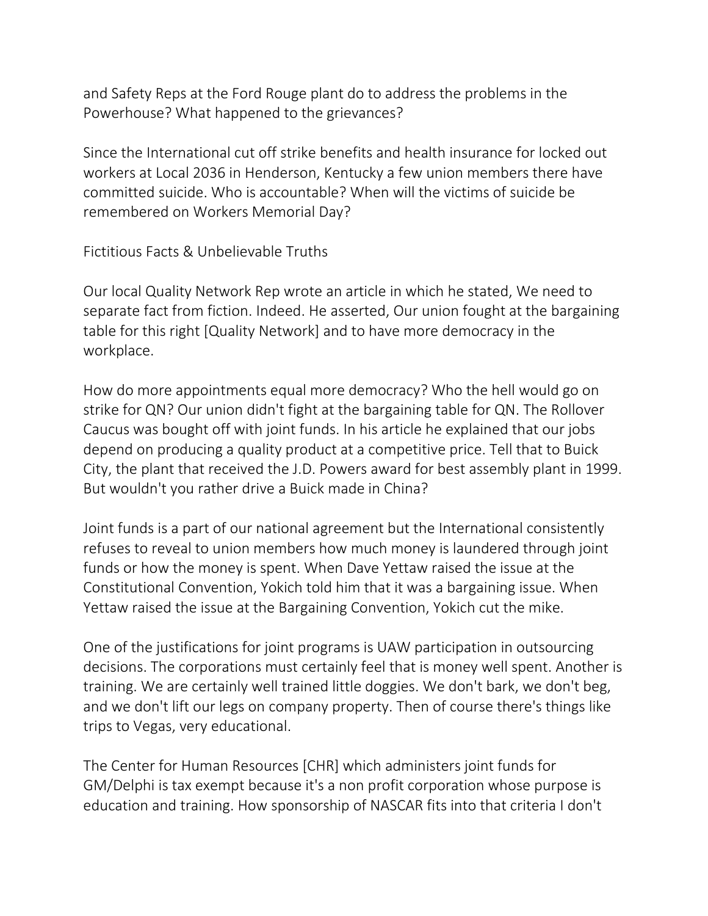and Safety Reps at the Ford Rouge plant do to address the problems in the Powerhouse? What happened to the grievances?

Since the International cut off strike benefits and health insurance for locked out workers at Local 2036 in Henderson, Kentucky a few union members there have committed suicide. Who is accountable? When will the victims of suicide be remembered on Workers Memorial Day?

## Fictitious Facts & Unbelievable Truths

Our local Quality Network Rep wrote an article in which he stated, We need to separate fact from fiction. Indeed. He asserted, Our union fought at the bargaining table for this right [Quality Network] and to have more democracy in the workplace.

How do more appointments equal more democracy? Who the hell would go on strike for QN? Our union didn't fight at the bargaining table for QN. The Rollover Caucus was bought off with joint funds. In his article he explained that our jobs depend on producing a quality product at a competitive price. Tell that to Buick City, the plant that received the J.D. Powers award for best assembly plant in 1999. But wouldn't you rather drive a Buick made in China?

Joint funds is a part of our national agreement but the International consistently refuses to reveal to union members how much money is laundered through joint funds or how the money is spent. When Dave Yettaw raised the issue at the Constitutional Convention, Yokich told him that it was a bargaining issue. When Yettaw raised the issue at the Bargaining Convention, Yokich cut the mike.

One of the justifications for joint programs is UAW participation in outsourcing decisions. The corporations must certainly feel that is money well spent. Another is training. We are certainly well trained little doggies. We don't bark, we don't beg, and we don't lift our legs on company property. Then of course there's things like trips to Vegas, very educational.

The Center for Human Resources [CHR] which administers joint funds for GM/Delphi is tax exempt because it's a non profit corporation whose purpose is education and training. How sponsorship of NASCAR fits into that criteria I don't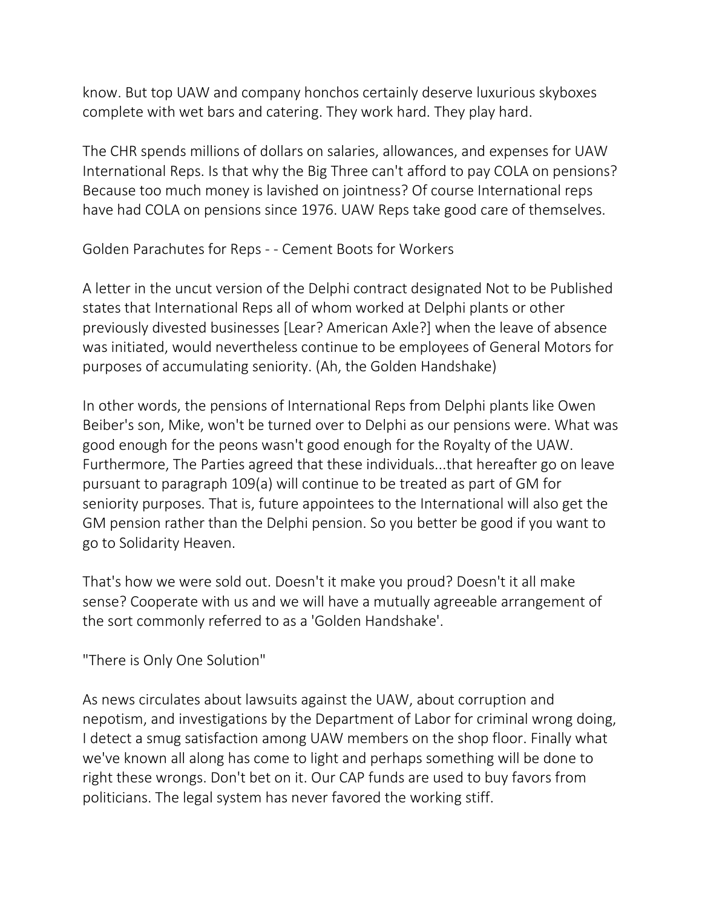know. But top UAW and company honchos certainly deserve luxurious skyboxes complete with wet bars and catering. They work hard. They play hard.

The CHR spends millions of dollars on salaries, allowances, and expenses for UAW International Reps. Is that why the Big Three can't afford to pay COLA on pensions? Because too much money is lavished on jointness? Of course International reps have had COLA on pensions since 1976. UAW Reps take good care of themselves.

## Golden Parachutes for Reps - - Cement Boots for Workers

A letter in the uncut version of the Delphi contract designated Not to be Published states that International Reps all of whom worked at Delphi plants or other previously divested businesses [Lear? American Axle?] when the leave of absence was initiated, would nevertheless continue to be employees of General Motors for purposes of accumulating seniority. (Ah, the Golden Handshake)

In other words, the pensions of International Reps from Delphi plants like Owen Beiber's son, Mike, won't be turned over to Delphi as our pensions were. What was good enough for the peons wasn't good enough for the Royalty of the UAW. Furthermore, The Parties agreed that these individuals...that hereafter go on leave pursuant to paragraph 109(a) will continue to be treated as part of GM for seniority purposes. That is, future appointees to the International will also get the GM pension rather than the Delphi pension. So you better be good if you want to go to Solidarity Heaven.

That's how we were sold out. Doesn't it make you proud? Doesn't it all make sense? Cooperate with us and we will have a mutually agreeable arrangement of the sort commonly referred to as a 'Golden Handshake'.

## "There is Only One Solution"

As news circulates about lawsuits against the UAW, about corruption and nepotism, and investigations by the Department of Labor for criminal wrong doing, I detect a smug satisfaction among UAW members on the shop floor. Finally what we've known all along has come to light and perhaps something will be done to right these wrongs. Don't bet on it. Our CAP funds are used to buy favors from politicians. The legal system has never favored the working stiff.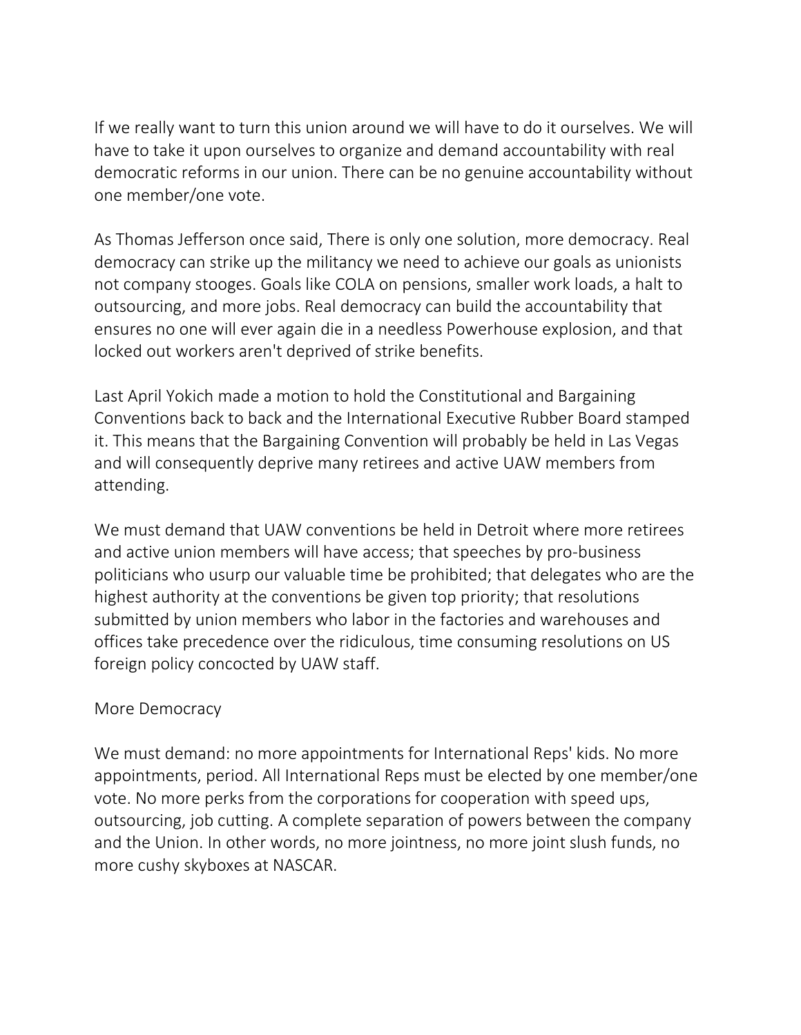If we really want to turn this union around we will have to do it ourselves. We will have to take it upon ourselves to organize and demand accountability with real democratic reforms in our union. There can be no genuine accountability without one member/one vote.

As Thomas Jefferson once said, There is only one solution, more democracy. Real democracy can strike up the militancy we need to achieve our goals as unionists not company stooges. Goals like COLA on pensions, smaller work loads, a halt to outsourcing, and more jobs. Real democracy can build the accountability that ensures no one will ever again die in a needless Powerhouse explosion, and that locked out workers aren't deprived of strike benefits.

Last April Yokich made a motion to hold the Constitutional and Bargaining Conventions back to back and the International Executive Rubber Board stamped it. This means that the Bargaining Convention will probably be held in Las Vegas and will consequently deprive many retirees and active UAW members from attending.

We must demand that UAW conventions be held in Detroit where more retirees and active union members will have access; that speeches by pro-business politicians who usurp our valuable time be prohibited; that delegates who are the highest authority at the conventions be given top priority; that resolutions submitted by union members who labor in the factories and warehouses and offices take precedence over the ridiculous, time consuming resolutions on US foreign policy concocted by UAW staff.

## More Democracy

We must demand: no more appointments for International Reps' kids. No more appointments, period. All International Reps must be elected by one member/one vote. No more perks from the corporations for cooperation with speed ups, outsourcing, job cutting. A complete separation of powers between the company and the Union. In other words, no more jointness, no more joint slush funds, no more cushy skyboxes at NASCAR.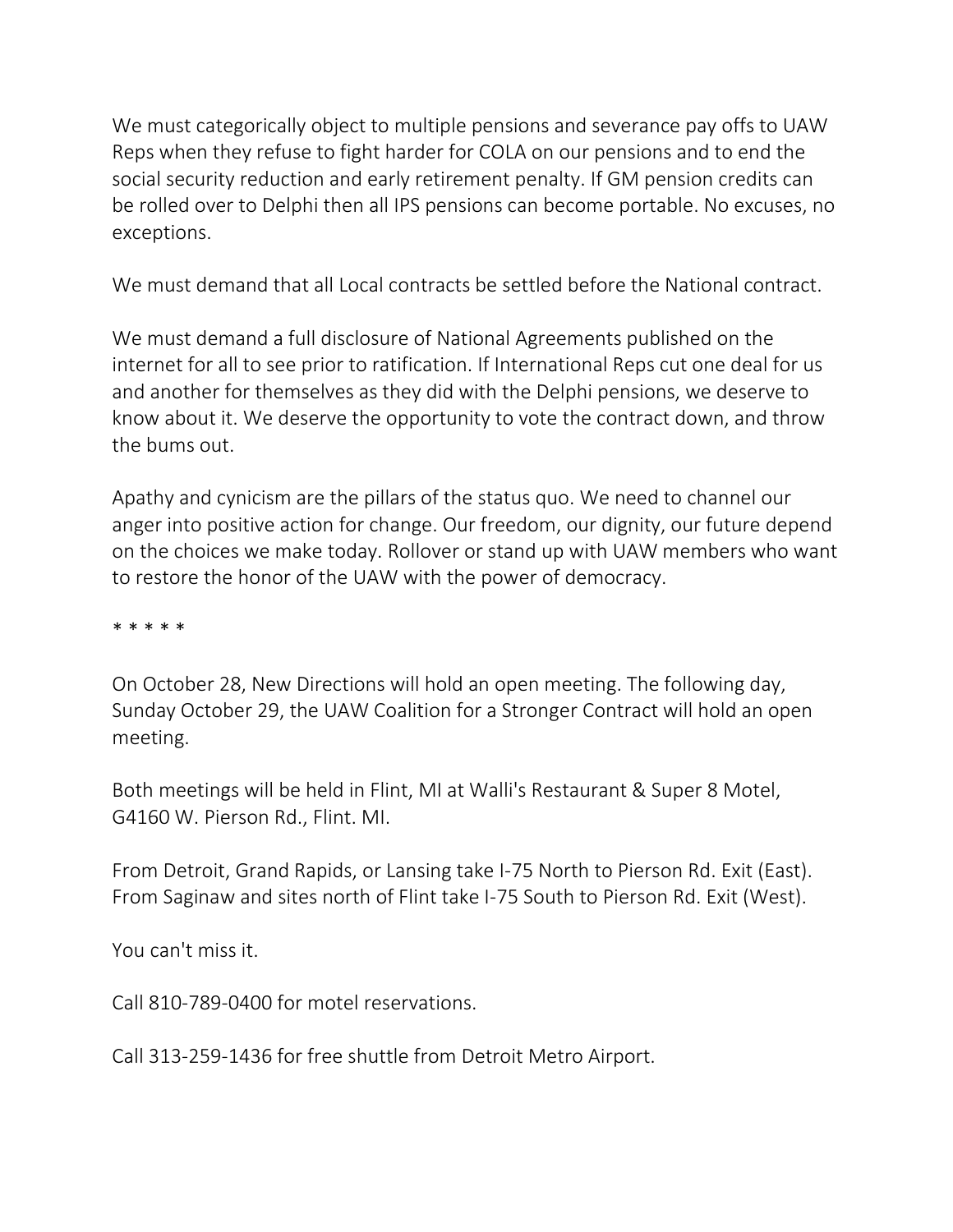We must categorically object to multiple pensions and severance pay offs to UAW Reps when they refuse to fight harder for COLA on our pensions and to end the social security reduction and early retirement penalty. If GM pension credits can be rolled over to Delphi then all IPS pensions can become portable. No excuses, no exceptions.

We must demand that all Local contracts be settled before the National contract.

We must demand a full disclosure of National Agreements published on the internet for all to see prior to ratification. If International Reps cut one deal for us and another for themselves as they did with the Delphi pensions, we deserve to know about it. We deserve the opportunity to vote the contract down, and throw the bums out.

Apathy and cynicism are the pillars of the status quo. We need to channel our anger into positive action for change. Our freedom, our dignity, our future depend on the choices we make today. Rollover or stand up with UAW members who want to restore the honor of the UAW with the power of democracy.

* * * * *

On October 28, New Directions will hold an open meeting. The following day, Sunday October 29, the UAW Coalition for a Stronger Contract will hold an open meeting.

Both meetings will be held in Flint, MI at Walli's Restaurant & Super 8 Motel, G4160 W. Pierson Rd., Flint. MI.

From Detroit, Grand Rapids, or Lansing take I-75 North to Pierson Rd. Exit (East). From Saginaw and sites north of Flint take I-75 South to Pierson Rd. Exit (West).

You can't miss it.

Call 810-789-0400 for motel reservations.

Call 313-259-1436 for free shuttle from Detroit Metro Airport.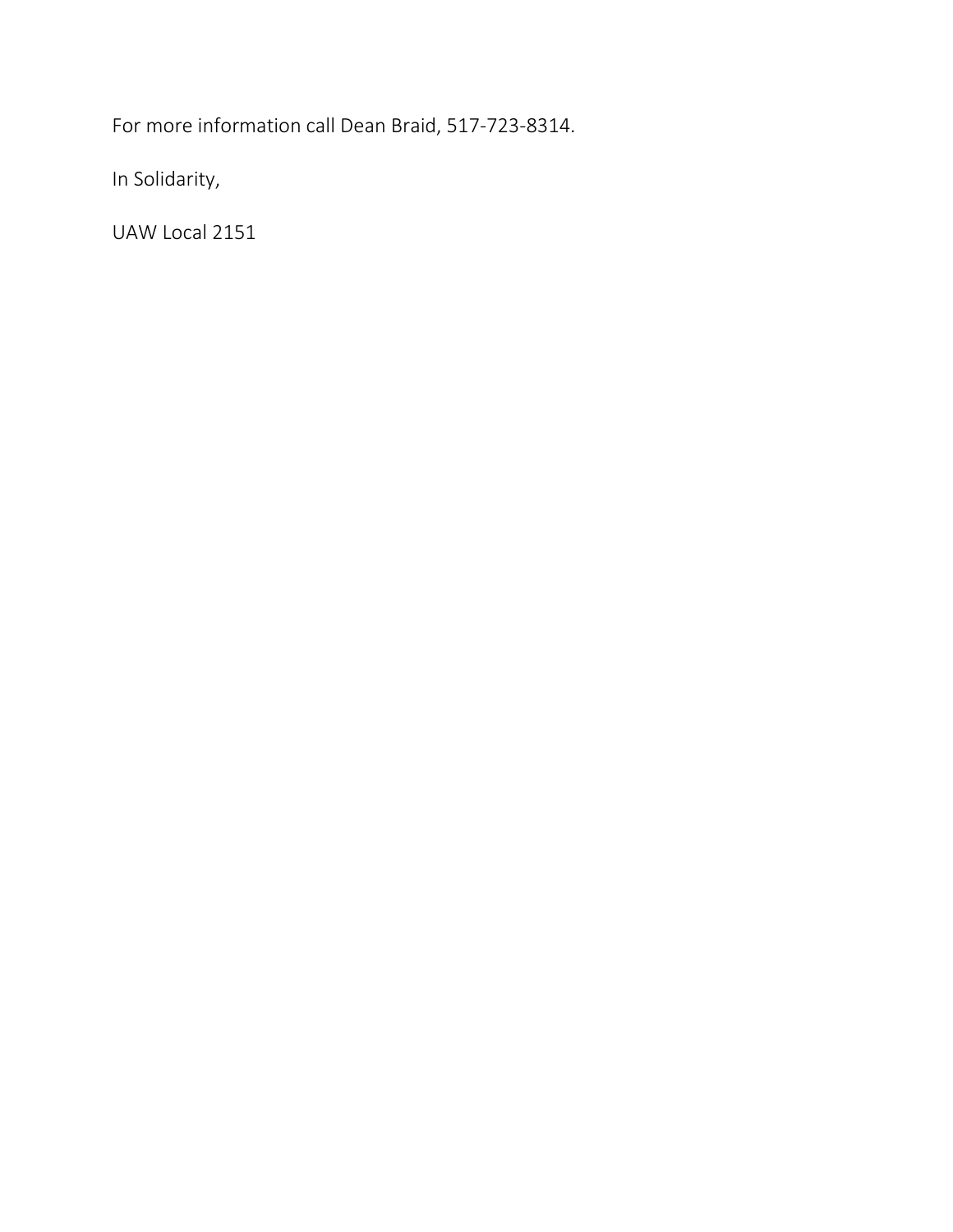For more information call Dean Braid, 517-723-8314.

In Solidarity,

UAW Local 2151